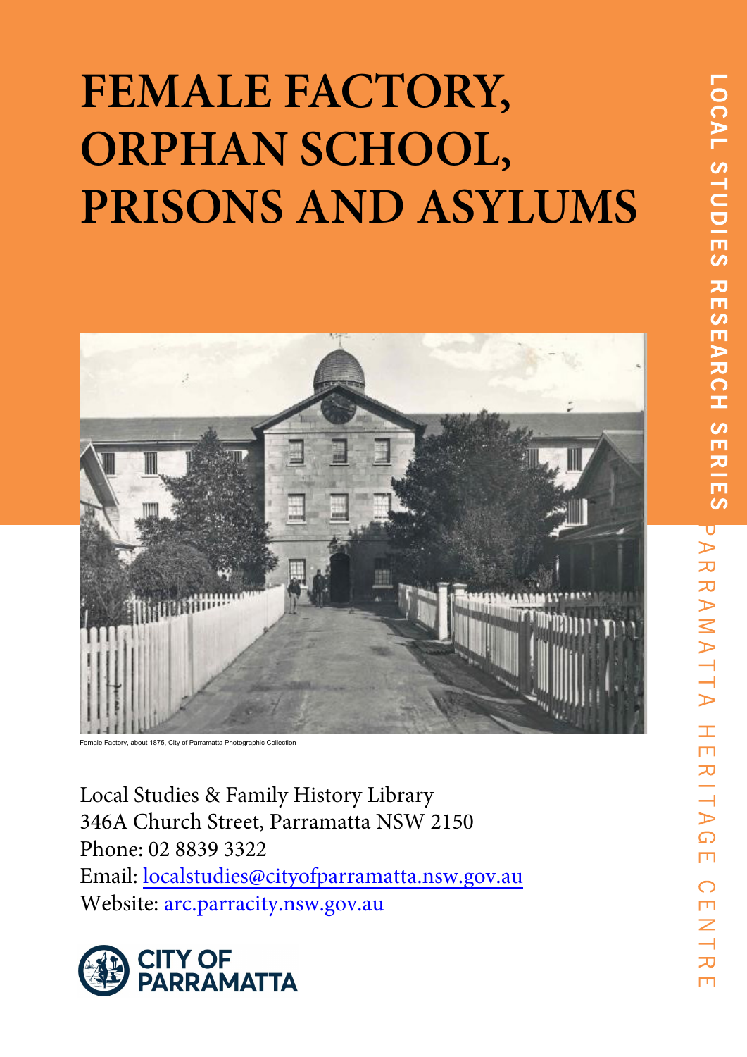# FEMALE FACTORY, ORPHAN SCHOOL, PRISONS AND ASYLUMS

LOCAL STUDIES RESEARCH SERIES

PARRAMATTA HERITAGE CENTRE

Female Factory, about 1875, City of Parramatta Photographic Collection

Local Studies & Family History Library
346A Church Street, Parramatta NSW 2150
Phone: 02 8839 3322
Email: [localstudies@cityofparramatta.nsw.gov.au](mailto:localstudies@cityofparramatta.nsw.gov.au)
Website: [arc.parracity.nsw.gov.au](https://arc.parracity.nsw.gov.au)

CITY OF PARRAMATTA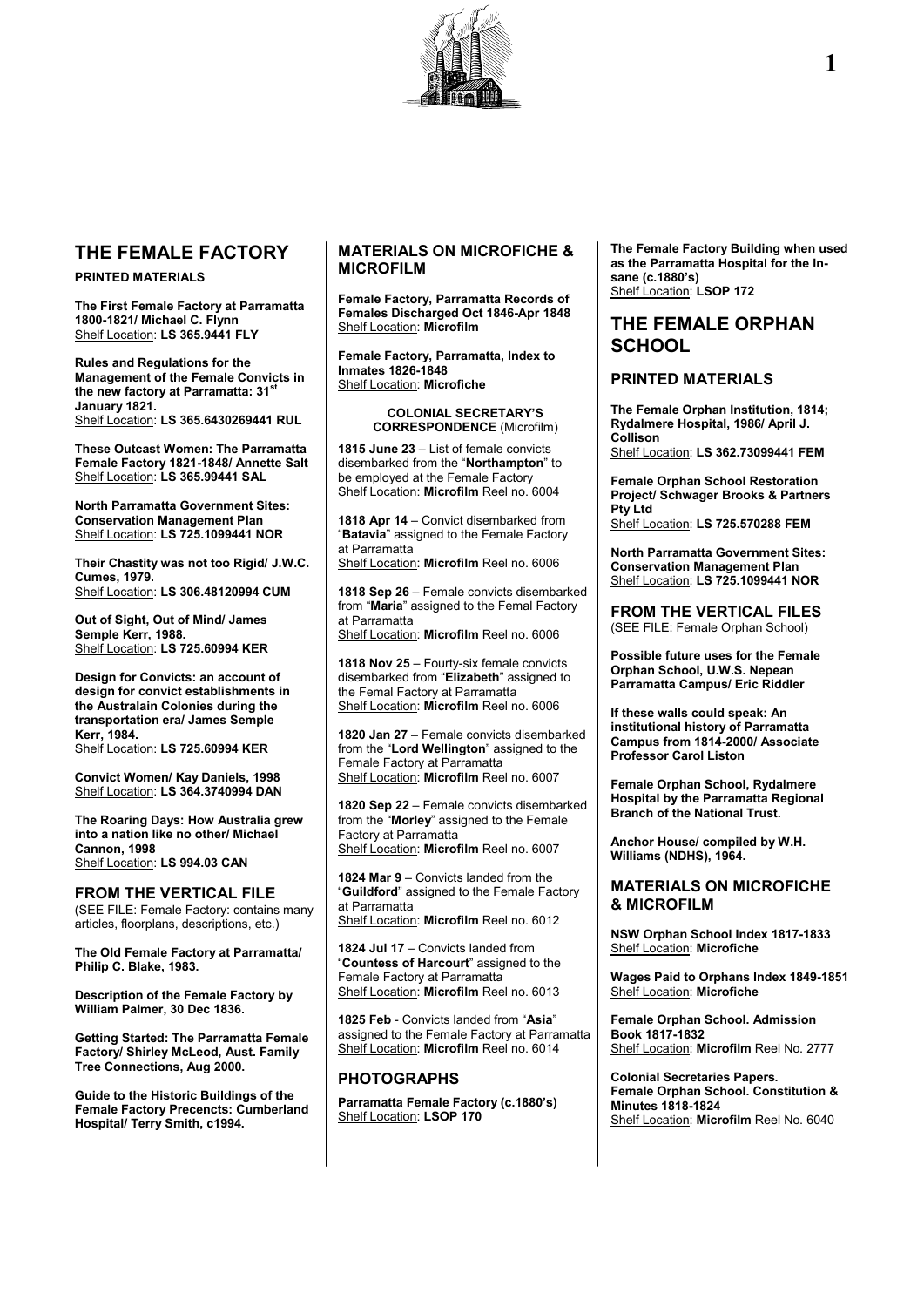# THE FEMALE FACTORY

## PRINTED MATERIALS

**The First Female Factory at Parramatta 1800-1821/ Michael C. Flynn**
Shelf Location: **LS 365.9441 FLY**

**Rules and Regulations for the Management of the Female Convicts in the new factory at Parramatta: 31st January 1821.**
Shelf Location: **LS 365.6430269441 RUL**

**These Outcast Women: The Parramatta Female Factory 1821-1848/ Annette Salt**
Shelf Location: **LS 365.99441 SAL**

**North Parramatta Government Sites: Conservation Management Plan**
Shelf Location: **LS 725.1099441 NOR**

**Their Chastity was not too Rigid/ J.W.C. Cumes, 1979.**
Shelf Location: **LS 306.48120994 CUM**

**Out of Sight, Out of Mind/ James Semple Kerr, 1988.**
Shelf Location: **LS 725.60994 KER**

**Design for Convicts: an account of design for convict establishments in the Australain Colonies during the transportation era/ James Semple Kerr, 1984.**
Shelf Location: **LS 725.60994 KER**

**Convict Women/ Kay Daniels, 1998**
Shelf Location: **LS 364.3740994 DAN**

**The Roaring Days: How Australia grew into a nation like no other/ Michael Cannon, 1998**
Shelf Location: **LS 994.03 CAN**

## FROM THE VERTICAL FILE

(SEE FILE: Female Factory: contains many articles, floorplans, descriptions, etc.)

**The Old Female Factory at Parramatta/ Philip C. Blake, 1983.**

**Description of the Female Factory by William Palmer, 30 Dec 1836.**

**Getting Started: The Parramatta Female Factory/ Shirley McLeod, Aust. Family Tree Connections, Aug 2000.**

**Guide to the Historic Buildings of the Female Factory Precencts: Cumberland Hospital/ Terry Smith, c1994.**

## MATERIALS ON MICROFICHE & MICROFILM

**Female Factory, Parramatta Records of Females Discharged Oct 1846-Apr 1848**
Shelf Location: **Microfilm**

**Female Factory, Parramatta, Index to Inmates 1826-1848**
Shelf Location: **Microfiche**

### COLONIAL SECRETARY'S CORRESPONDENCE (Microfilm)

**1815 June 23** – List of female convicts disembarked from the "**Northampton**" to be employed at the Female Factory
Shelf Location: **Microfilm** Reel no. 6004

**1818 Apr 14** – Convict disembarked from "**Batavia**" assigned to the Female Factory at Parramatta
Shelf Location: **Microfilm** Reel no. 6006

**1818 Sep 26** – Female convicts disembarked from "**Maria**" assigned to the Femal Factory at Parramatta
Shelf Location: **Microfilm** Reel no. 6006

**1818 Nov 25** – Fourty-six female convicts disembarked from "**Elizabeth**" assigned to the Femal Factory at Parramatta
Shelf Location: **Microfilm** Reel no. 6006

**1820 Jan 27** – Female convicts disembarked from the "**Lord Wellington**" assigned to the Female Factory at Parramatta
Shelf Location: **Microfilm** Reel no. 6007

**1820 Sep 22** – Female convicts disembarked from the "**Morley**" assigned to the Female Factory at Parramatta
Shelf Location: **Microfilm** Reel no. 6007

**1824 Mar 9** – Convicts landed from the "**Guildford**" assigned to the Female Factory at Parramatta
Shelf Location: **Microfilm** Reel no. 6012

**1824 Jul 17** – Convicts landed from "**Countess of Harcourt**" assigned to the Female Factory at Parramatta
Shelf Location: **Microfilm** Reel no. 6013

**1825 Feb** - Convicts landed from "**Asia**" assigned to the Female Factory at Parramatta
Shelf Location: **Microfilm** Reel no. 6014

## PHOTOGRAPHS

**Parramatta Female Factory (c.1880's)**
Shelf Location: **LSOP 170**

**The Female Factory Building when used as the Parramatta Hospital for the In-sane (c.1880's)**
Shelf Location: **LSOP 172**

# THE FEMALE ORPHAN SCHOOL

## PRINTED MATERIALS

**The Female Orphan Institution, 1814; Rydalmere Hospital, 1986/ April J. Collison**
Shelf Location: **LS 362.73099441 FEM**

**Female Orphan School Restoration Project/ Schwager Brooks & Partners Pty Ltd**
Shelf Location: **LS 725.570288 FEM**

**North Parramatta Government Sites: Conservation Management Plan**
Shelf Location: **LS 725.1099441 NOR**

## FROM THE VERTICAL FILES

(SEE FILE: Female Orphan School)

**Possible future uses for the Female Orphan School, U.W.S. Nepean Parramatta Campus/ Eric Riddler**

**If these walls could speak: An institutional history of Parramatta Campus from 1814-2000/ Associate Professor Carol Liston**

**Female Orphan School, Rydalmere Hospital by the Parramatta Regional Branch of the National Trust.**

**Anchor House/ compiled by W.H. Williams (NDHS), 1964.**

## MATERIALS ON MICROFICHE & MICROFILM

**NSW Orphan School Index 1817-1833**
Shelf Location: **Microfiche**

**Wages Paid to Orphans Index 1849-1851**
Shelf Location: **Microfiche**

**Female Orphan School. Admission Book 1817-1832**
Shelf Location: **Microfilm** Reel No. 2777

**Colonial Secretaries Papers. Female Orphan School. Constitution & Minutes 1818-1824**
Shelf Location: **Microfilm** Reel No. 6040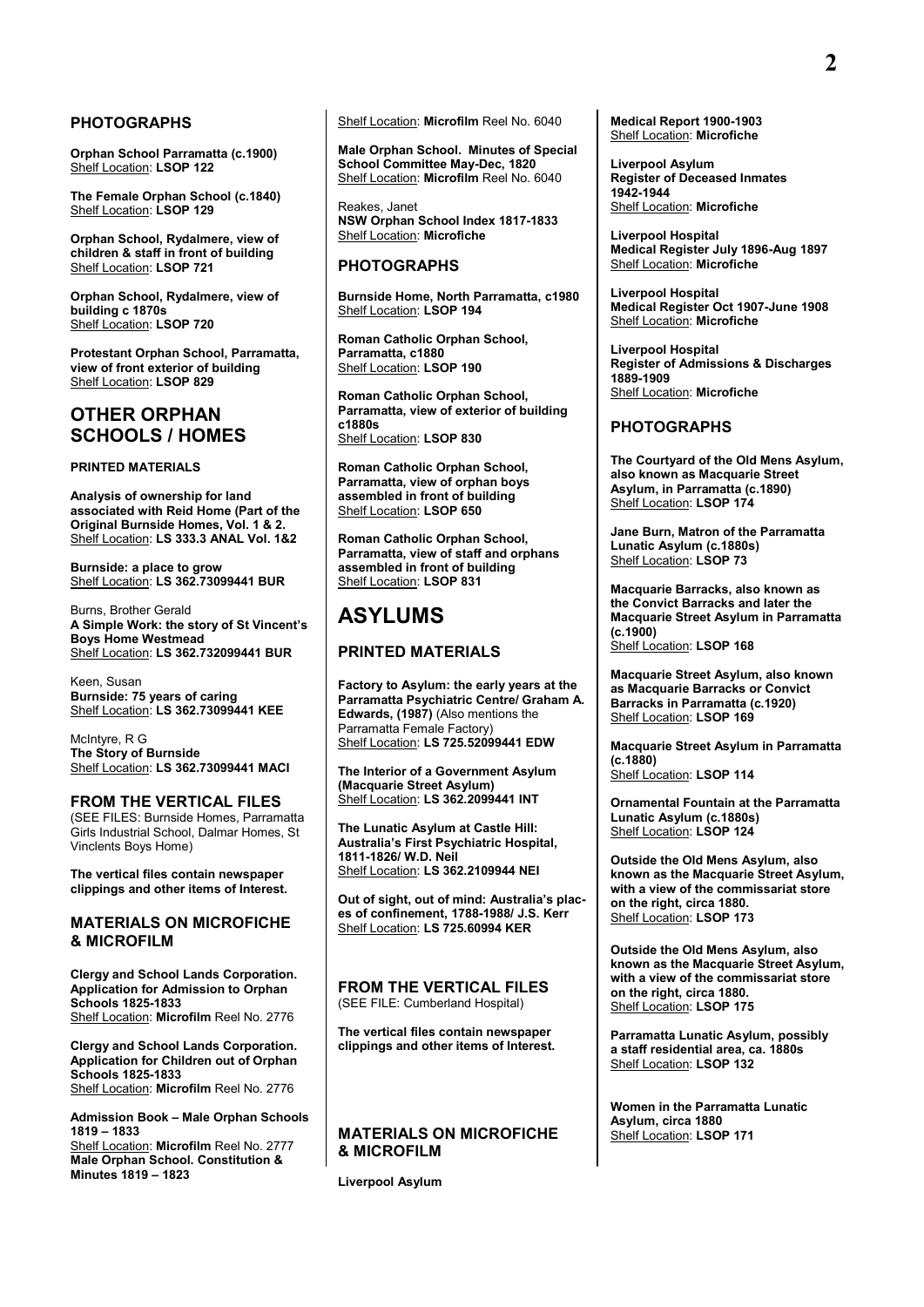### PHOTOGRAPHS

**Orphan School Parramatta (c.1900)**
Shelf Location: **LSOP 122**

**The Female Orphan School (c.1840)**
Shelf Location: **LSOP 129**

**Orphan School, Rydalmere, view of children & staff in front of building**
Shelf Location: **LSOP 721**

**Orphan School, Rydalmere, view of building c 1870s**
Shelf Location: **LSOP 720**

**Protestant Orphan School, Parramatta, view of front exterior of building**
Shelf Location: **LSOP 829**

## OTHER ORPHAN SCHOOLS / HOMES

#### PRINTED MATERIALS

**Analysis of ownership for land associated with Reid Home (Part of the Original Burnside Homes, Vol. 1 & 2.**
Shelf Location: **LS 333.3 ANAL Vol. 1&2**

**Burnside: a place to grow**
Shelf Location: **LS 362.73099441 BUR**

Burns, Brother Gerald
**A Simple Work: the story of St Vincent's Boys Home Westmead**
Shelf Location: **LS 362.732099441 BUR**

Keen, Susan
**Burnside: 75 years of caring**
Shelf Location: **LS 362.73099441 KEE**

McIntyre, R G
**The Story of Burnside**
Shelf Location: **LS 362.73099441 MACI**

### FROM THE VERTICAL FILES

(SEE FILES: Burnside Homes, Parramatta Girls Industrial School, Dalmar Homes, St Vinclents Boys Home)

**The vertical files contain newspaper clippings and other items of Interest.**

### MATERIALS ON MICROFICHE & MICROFILM

**Clergy and School Lands Corporation. Application for Admission to Orphan Schools 1825-1833**
Shelf Location: **Microfilm** Reel No. 2776

**Clergy and School Lands Corporation. Application for Children out of Orphan Schools 1825-1833**
Shelf Location: **Microfilm** Reel No. 2776

**Admission Book – Male Orphan Schools 1819 – 1833**
Shelf Location: **Microfilm** Reel No. 2777

**Male Orphan School. Constitution & Minutes 1819 – 1823**
Shelf Location: **Microfilm** Reel No. 6040

**Male Orphan School. Minutes of Special School Committee May-Dec, 1820**
Shelf Location: **Microfilm** Reel No. 6040

Reakes, Janet
**NSW Orphan School Index 1817-1833**
Shelf Location: **Microfiche**

### PHOTOGRAPHS

**Burnside Home, North Parramatta, c1980**
Shelf Location: **LSOP 194**

**Roman Catholic Orphan School, Parramatta, c1880**
Shelf Location: **LSOP 190**

**Roman Catholic Orphan School, Parramatta, view of exterior of building c1880s**
Shelf Location: **LSOP 830**

**Roman Catholic Orphan School, Parramatta, view of orphan boys assembled in front of building**
Shelf Location: **LSOP 650**

**Roman Catholic Orphan School, Parramatta, view of staff and orphans assembled in front of building**
Shelf Location: **LSOP 831**

## ASYLUMS

### PRINTED MATERIALS

**Factory to Asylum: the early years at the Parramatta Psychiatric Centre/ Graham A. Edwards, (1987)** (Also mentions the Parramatta Female Factory)
Shelf Location: **LS 725.52099441 EDW**

**The Interior of a Government Asylum (Macquarie Street Asylum)**
Shelf Location: **LS 362.2099441 INT**

**The Lunatic Asylum at Castle Hill: Australia's First Psychiatric Hospital, 1811-1826/ W.D. Neil**
Shelf Location: **LS 362.2109944 NEI**

**Out of sight, out of mind: Australia's places of confinement, 1788-1988/ J.S. Kerr**
Shelf Location: **LS 725.60994 KER**

### FROM THE VERTICAL FILES

(SEE FILE: Cumberland Hospital)

**The vertical files contain newspaper clippings and other items of Interest.**

### MATERIALS ON MICROFICHE & MICROFILM

**Liverpool Asylum**
**Medical Report 1900-1903**
Shelf Location: **Microfiche**

**Liverpool Asylum**
**Register of Deceased Inmates 1942-1944**
Shelf Location: **Microfiche**

**Liverpool Hospital**
**Medical Register July 1896-Aug 1897**
Shelf Location: **Microfiche**

**Liverpool Hospital**
**Medical Register Oct 1907-June 1908**
Shelf Location: **Microfiche**

**Liverpool Hospital**
**Register of Admissions & Discharges 1889-1909**
Shelf Location: **Microfiche**

### PHOTOGRAPHS

**The Courtyard of the Old Mens Asylum, also known as Macquarie Street Asylum, in Parramatta (c.1890)**
Shelf Location: **LSOP 174**

**Jane Burn, Matron of the Parramatta Lunatic Asylum (c.1880s)**
Shelf Location: **LSOP 73**

**Macquarie Barracks, also known as the Convict Barracks and later the Macquarie Street Asylum in Parramatta (c.1900)**
Shelf Location: **LSOP 168**

**Macquarie Street Asylum, also known as Macquarie Barracks or Convict Barracks in Parramatta (c.1920)**
Shelf Location: **LSOP 169**

**Macquarie Street Asylum in Parramatta (c.1880)**
Shelf Location: **LSOP 114**

**Ornamental Fountain at the Parramatta Lunatic Asylum (c.1880s)**
Shelf Location: **LSOP 124**

**Outside the Old Mens Asylum, also known as the Macquarie Street Asylum, with a view of the commissariat store on the right, circa 1880.**
Shelf Location: **LSOP 173**

**Outside the Old Mens Asylum, also known as the Macquarie Street Asylum, with a view of the commissariat store on the right, circa 1880.**
Shelf Location: **LSOP 175**

**Parramatta Lunatic Asylum, possibly a staff residential area, ca. 1880s**
Shelf Location: **LSOP 132**

**Women in the Parramatta Lunatic Asylum, circa 1880**
Shelf Location: **LSOP 171**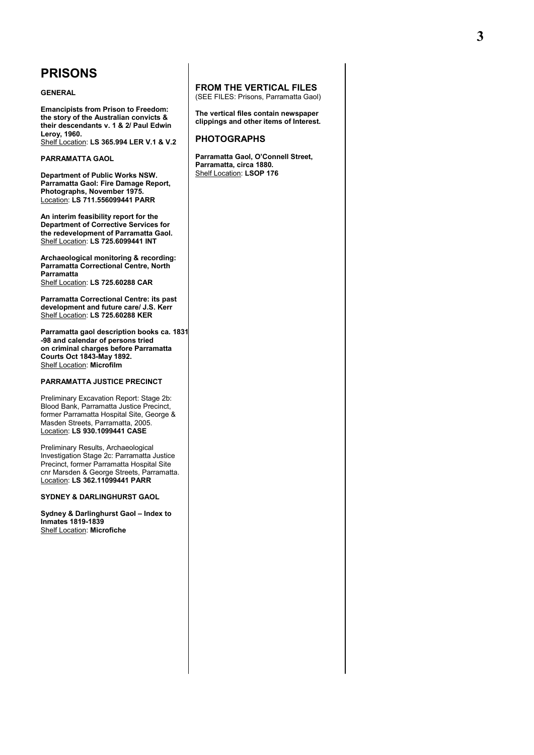# PRISONS

**GENERAL**

**Emancipists from Prison to Freedom: the story of the Australian convicts & their descendants v. 1 & 2/ Paul Edwin Leroy, 1960.**
Shelf Location: **LS 365.994 LER V.1 & V.2**

**PARRAMATTA GAOL**

**Department of Public Works NSW. Parramatta Gaol: Fire Damage Report, Photographs, November 1975.**
Location: **LS 711.556099441 PARR**

**An interim feasibility report for the Department of Corrective Services for the redevelopment of Parramatta Gaol.**
Shelf Location: **LS 725.6099441 INT**

**Archaeological monitoring & recording: Parramatta Correctional Centre, North Parramatta**
Shelf Location: **LS 725.60288 CAR**

**Parramatta Correctional Centre: its past development and future care/ J.S. Kerr**
Shelf Location: **LS 725.60288 KER**

**Parramatta gaol description books ca. 1831 -98 and calendar of persons tried on criminal charges before Parramatta Courts Oct 1843-May 1892.**
Shelf Location: **Microfilm**

**PARRAMATTA JUSTICE PRECINCT**

Preliminary Excavation Report: Stage 2b: Blood Bank, Parramatta Justice Precinct, former Parramatta Hospital Site, George & Masden Streets, Parramatta, 2005.
Location: **LS 930.1099441 CASE**

Preliminary Results, Archaeological Investigation Stage 2c: Parramatta Justice Precinct, former Parramatta Hospital Site cnr Marsden & George Streets, Parramatta.
Location: **LS 362.11099441 PARR**

**SYDNEY & DARLINGHURST GAOL**

**Sydney & Darlinghurst Gaol – Index to Inmates 1819-1839**
Shelf Location: **Microfiche**

## FROM THE VERTICAL FILES

(SEE FILES: Prisons, Parramatta Gaol)

**The vertical files contain newspaper clippings and other items of Interest.**

## PHOTOGRAPHS

**Parramatta Gaol, O'Connell Street, Parramatta, circa 1880.**
Shelf Location: **LSOP 176**